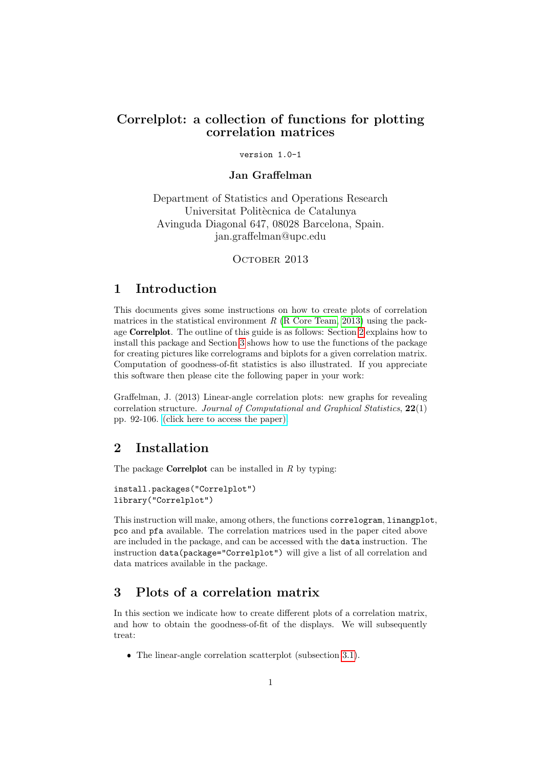# Correlplot: a collection of functions for plotting correlation matrices

version 1.0-1

**Jan Graffelman**

Department of Statistics and Operations Research
Universitat Politècnica de Catalunya
Avinguda Diagonal 647, 08028 Barcelona, Spain.
jan.graffelman@upc.edu

October 2013

## 1 Introduction

This documents gives some instructions on how to create plots of correlation matrices in the statistical environment *R* (R Core Team, 2013) using the package **Correlplot**. The outline of this guide is as follows: Section 2 explains how to install this package and Section 3 shows how to use the functions of the package for creating pictures like correlograms and biplots for a given correlation matrix. Computation of goodness-of-fit statistics is also illustrated. If you appreciate this software then please cite the following paper in your work:

Graffelman, J. (2013) Linear-angle correlation plots: new graphs for revealing correlation structure. *Journal of Computational and Graphical Statistics*, **22**(1) pp. 92-106. (click here to access the paper).

## 2 Installation

The package **Correlplot** can be installed in *R* by typing:

```
install.packages("Correlplot")
library("Correlplot")
```

This instruction will make, among others, the functions `correlogram`, `linangplot`, `pco` and `pfa` available. The correlation matrices used in the paper cited above are included in the package, and can be accessed with the `data` instruction. The instruction `data(package="Correlplot")` will give a list of all correlation and data matrices available in the package.

## 3 Plots of a correlation matrix

In this section we indicate how to create different plots of a correlation matrix, and how to obtain the goodness-of-fit of the displays. We will subsequently treat:

- The linear-angle correlation scatterplot (subsection 3.1).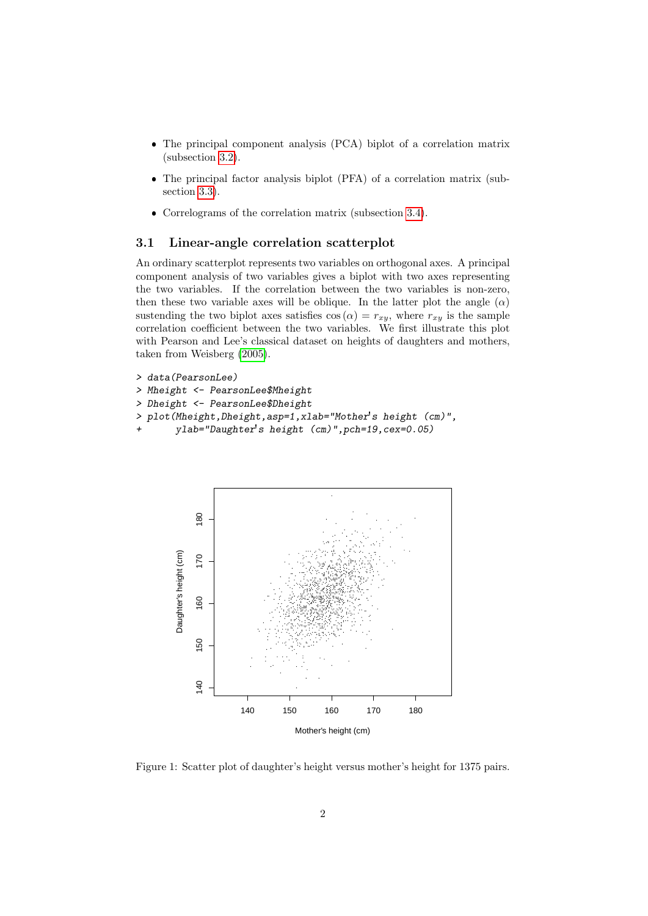- The principal component analysis (PCA) biplot of a correlation matrix (subsection 3.2).
- The principal factor analysis biplot (PFA) of a correlation matrix (subsection 3.3).
- Correlograms of the correlation matrix (subsection 3.4).

### 3.1 Linear-angle correlation scatterplot

An ordinary scatterplot represents two variables on orthogonal axes. A principal component analysis of two variables gives a biplot with two axes representing the two variables. If the correlation between the two variables is non-zero, then these two variable axes will be oblique. In the latter plot the angle ($\alpha$) sustending the two biplot axes satisfies $\cos(\alpha) = r_{xy}$, where $r_{xy}$ is the sample correlation coefficient between the two variables. We first illustrate this plot with Pearson and Lee's classical dataset on heights of daughters and mothers, taken from Weisberg (2005).

```
> data(PearsonLee)
> Mheight <- PearsonLee$Mheight
> Dheight <- PearsonLee$Dheight
> plot(Mheight,Dheight,asp=1,xlab="Mother's height (cm)",
+      ylab="Daughter's height (cm)",pch=19,cex=0.05)
```

Figure 1: Scatter plot of daughter's height versus mother's height for 1375 pairs.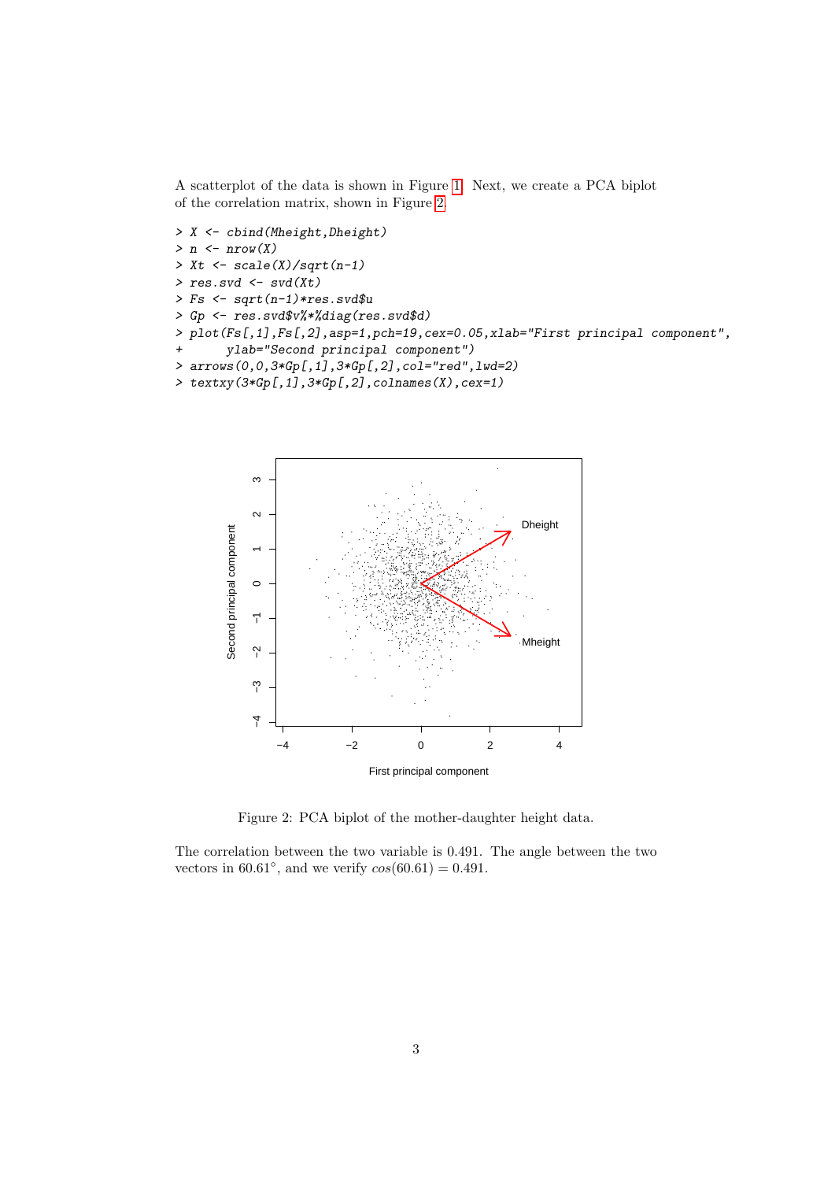A scatterplot of the data is shown in Figure 1. Next, we create a PCA biplot of the correlation matrix, shown in Figure 2.

```
> X <- cbind(Mheight,Dheight)
> n <- nrow(X)
> Xt <- scale(X)/sqrt(n-1)
> res.svd <- svd(Xt)
> Fs <- sqrt(n-1)*res.svd$u
> Gp <- res.svd$v%*%diag(res.svd$d)
> plot(Fs[,1],Fs[,2],asp=1,pch=19,cex=0.05,xlab="First principal component",
+      ylab="Second principal component")
> arrows(0,0,3*Gp[,1],3*Gp[,2],col="red",lwd=2)
> textxy(3*Gp[,1],3*Gp[,2],colnames(X),cex=1)
```

Figure 2: PCA biplot of the mother-daughter height data.

The correlation between the two variable is 0.491. The angle between the two vectors in 60.61°, and we verify $cos(60.61) = 0.491$.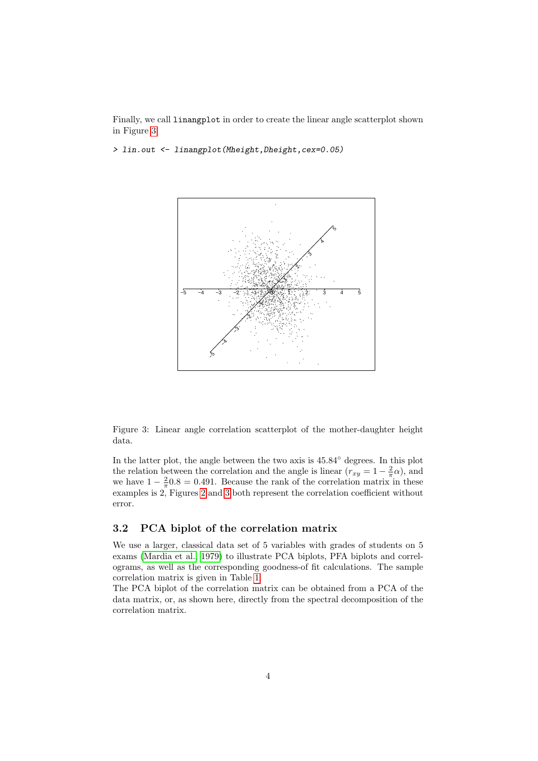Finally, we call `linangplot` in order to create the linear angle scatterplot shown in Figure 3.

```
> lin.out <- linangplot(Mheight,Dheight,cex=0.05)
```

Figure 3: Linear angle correlation scatterplot of the mother-daughter height data.

In the latter plot, the angle between the two axis is $45.84^\circ$ degrees. In this plot the relation between the correlation and the angle is linear ($r_{xy} = 1 - \frac{2}{\pi}\alpha$), and we have $1 - \frac{2}{\pi}0.8 = 0.491$. Because the rank of the correlation matrix in these examples is 2, Figures 2 and 3 both represent the correlation coefficient without error.

### 3.2 PCA biplot of the correlation matrix

We use a larger, classical data set of 5 variables with grades of students on 5 exams (Mardia et al., 1979) to illustrate PCA biplots, PFA biplots and correlograms, as well as the corresponding goodness-of fit calculations. The sample correlation matrix is given in Table 1.

The PCA biplot of the correlation matrix can be obtained from a PCA of the data matrix, or, as shown here, directly from the spectral decomposition of the correlation matrix.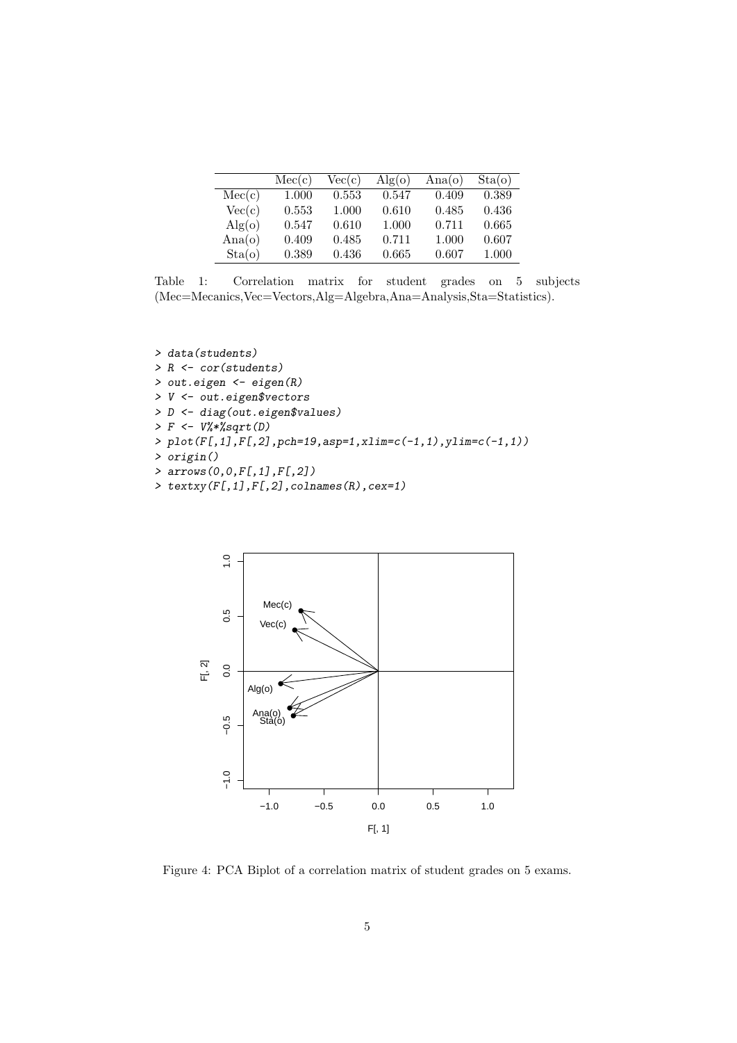|  | Mec(c) | Vec(c) | Alg(o) | Ana(o) | Sta(o) |
|---|---|---|---|---|---|
| Mec(c) | 1.000 | 0.553 | 0.547 | 0.409 | 0.389 |
| Vec(c) | 0.553 | 1.000 | 0.610 | 0.485 | 0.436 |
| Alg(o) | 0.547 | 0.610 | 1.000 | 0.711 | 0.665 |
| Ana(o) | 0.409 | 0.485 | 0.711 | 1.000 | 0.607 |
| Sta(o) | 0.389 | 0.436 | 0.665 | 0.607 | 1.000 |

Table 1: Correlation matrix for student grades on 5 subjects (Mec=Mecanics,Vec=Vectors,Alg=Algebra,Ana=Analysis,Sta=Statistics).

```
> data(students)
> R <- cor(students)
> out.eigen <- eigen(R)
> V <- out.eigen$vectors
> D <- diag(out.eigen$values)
> F <- V%*%sqrt(D)
> plot(F[,1],F[,2],pch=19,asp=1,xlim=c(-1,1),ylim=c(-1,1))
> origin()
> arrows(0,0,F[,1],F[,2])
> textxy(F[,1],F[,2],colnames(R),cex=1)
```

Figure 4: PCA Biplot of a correlation matrix of student grades on 5 exams.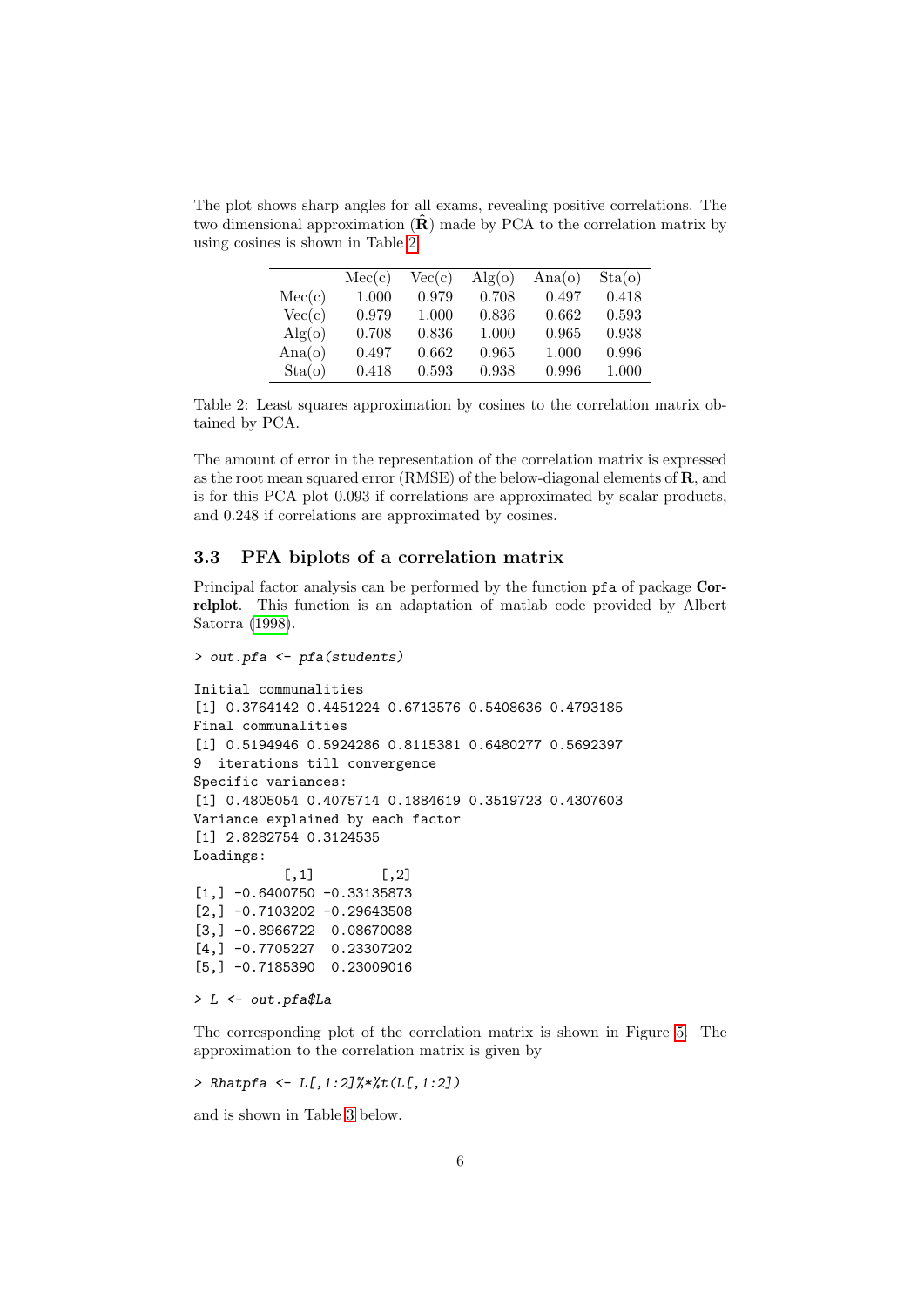The plot shows sharp angles for all exams, revealing positive correlations. The two dimensional approximation ($\hat{\mathbf{R}}$) made by PCA to the correlation matrix by using cosines is shown in Table 2

| | Mec(c) | Vec(c) | Alg(o) | Ana(o) | Sta(o) |
|---|---|---|---|---|---|
| Mec(c) | 1.000 | 0.979 | 0.708 | 0.497 | 0.418 |
| Vec(c) | 0.979 | 1.000 | 0.836 | 0.662 | 0.593 |
| Alg(o) | 0.708 | 0.836 | 1.000 | 0.965 | 0.938 |
| Ana(o) | 0.497 | 0.662 | 0.965 | 1.000 | 0.996 |
| Sta(o) | 0.418 | 0.593 | 0.938 | 0.996 | 1.000 |

Table 2: Least squares approximation by cosines to the correlation matrix obtained by PCA.

The amount of error in the representation of the correlation matrix is expressed as the root mean squared error (RMSE) of the below-diagonal elements of $\mathbf{R}$, and is for this PCA plot 0.093 if correlations are approximated by scalar products, and 0.248 if correlations are approximated by cosines.

### 3.3 PFA biplots of a correlation matrix

Principal factor analysis can be performed by the function `pfa` of package **Correlplot**. This function is an adaptation of matlab code provided by Albert Satorra (1998).

```
> out.pfa <- pfa(students)

Initial communalities
[1] 0.3764142 0.4451224 0.6713576 0.5408636 0.4793185
Final communalities
[1] 0.5194946 0.5924286 0.8115381 0.6480277 0.5692397
9  iterations till convergence
Specific variances:
[1] 0.4805054 0.4075714 0.1884619 0.3519723 0.4307603
Variance explained by each factor
[1] 2.8282754 0.3124535
Loadings:
           [,1]        [,2]
[1,] -0.6400750 -0.33135873
[2,] -0.7103202 -0.29643508
[3,] -0.8966722  0.08670088
[4,] -0.7705227  0.23307202
[5,] -0.7185390  0.23009016
```

```
> L <- out.pfa$La
```

The corresponding plot of the correlation matrix is shown in Figure 5. The approximation to the correlation matrix is given by

```
> Rhatpfa <- L[,1:2]%*%t(L[,1:2])
```

and is shown in Table 3 below.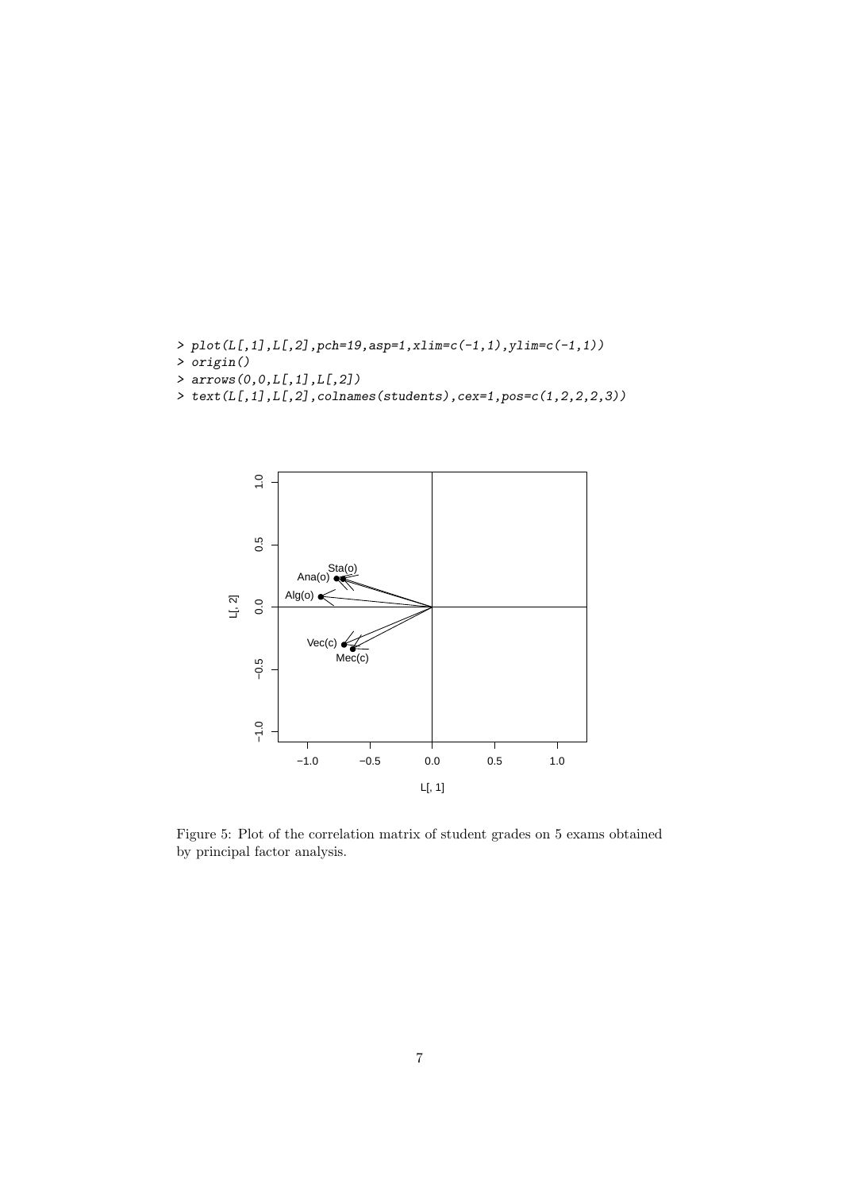```
> plot(L[,1],L[,2],pch=19,asp=1,xlim=c(-1,1),ylim=c(-1,1))
> origin()
> arrows(0,0,L[,1],L[,2])
> text(L[,1],L[,2],colnames(students),cex=1,pos=c(1,2,2,2,3))
```

Figure 5: Plot of the correlation matrix of student grades on 5 exams obtained by principal factor analysis.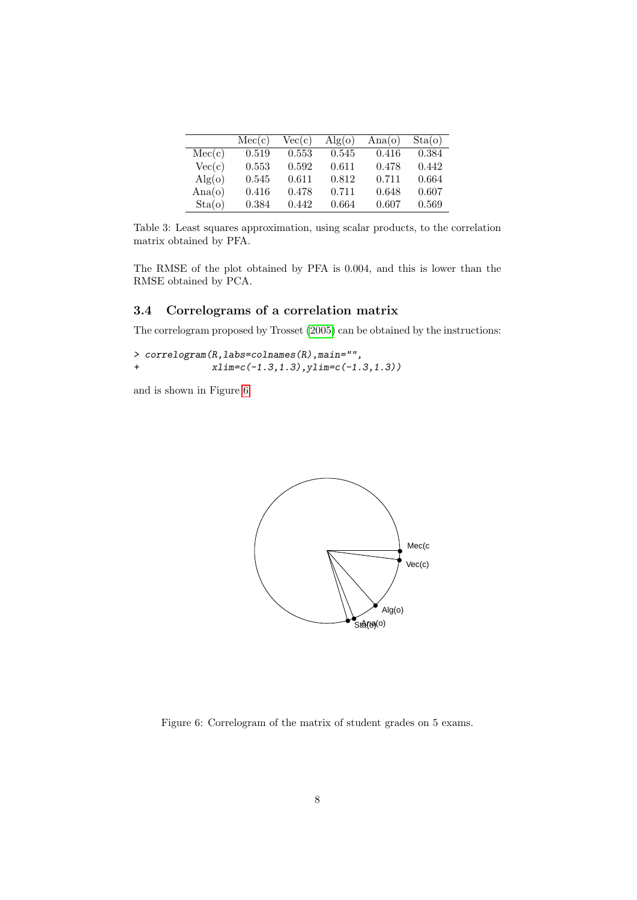|  | Mec(c) | Vec(c) | Alg(o) | Ana(o) | Sta(o) |
|---|---|---|---|---|---|
| Mec(c) | 0.519 | 0.553 | 0.545 | 0.416 | 0.384 |
| Vec(c) | 0.553 | 0.592 | 0.611 | 0.478 | 0.442 |
| Alg(o) | 0.545 | 0.611 | 0.812 | 0.711 | 0.664 |
| Ana(o) | 0.416 | 0.478 | 0.711 | 0.648 | 0.607 |
| Sta(o) | 0.384 | 0.442 | 0.664 | 0.607 | 0.569 |

Table 3: Least squares approximation, using scalar products, to the correlation matrix obtained by PFA.

The RMSE of the plot obtained by PFA is 0.004, and this is lower than the RMSE obtained by PCA.

### 3.4 Correlograms of a correlation matrix

The correlogram proposed by Trosset (2005) can be obtained by the instructions:

```
> correlogram(R,labs=colnames(R),main="",
+             xlim=c(-1.3,1.3),ylim=c(-1.3,1.3))
```

and is shown in Figure 6.

Figure 6: Correlogram of the matrix of student grades on 5 exams.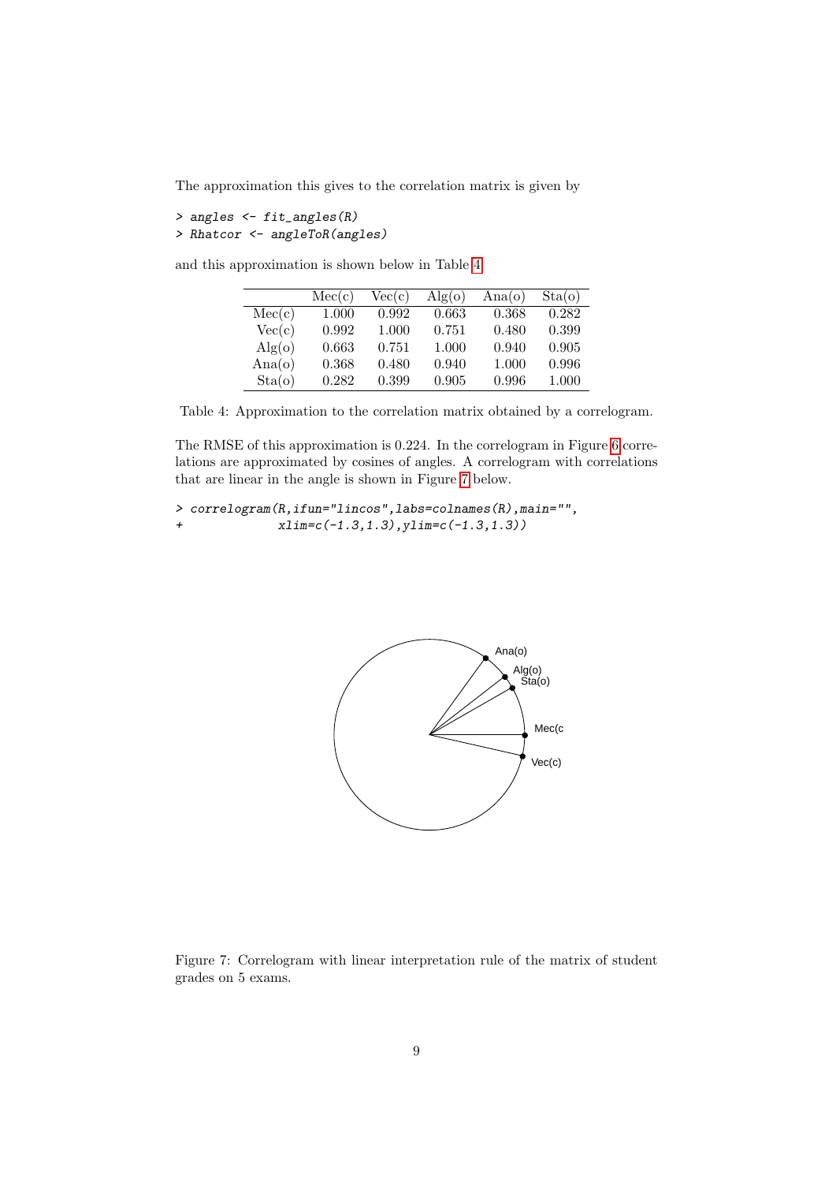The approximation this gives to the correlation matrix is given by

```
> angles <- fit_angles(R)
> Rhatcor <- angleToR(angles)
```

and this approximation is shown below in Table 4.

| | Mec(c) | Vec(c) | Alg(o) | Ana(o) | Sta(o) |
|---|---|---|---|---|---|
| Mec(c) | 1.000 | 0.992 | 0.663 | 0.368 | 0.282 |
| Vec(c) | 0.992 | 1.000 | 0.751 | 0.480 | 0.399 |
| Alg(o) | 0.663 | 0.751 | 1.000 | 0.940 | 0.905 |
| Ana(o) | 0.368 | 0.480 | 0.940 | 1.000 | 0.996 |
| Sta(o) | 0.282 | 0.399 | 0.905 | 0.996 | 1.000 |

Table 4: Approximation to the correlation matrix obtained by a correlogram.

The RMSE of this approximation is 0.224. In the correlogram in Figure 6 correlations are approximated by cosines of angles. A correlogram with correlations that are linear in the angle is shown in Figure 7 below.

```
> correlogram(R,ifun="lincos",labs=colnames(R),main="",
+             xlim=c(-1.3,1.3),ylim=c(-1.3,1.3))
```

Figure 7: Correlogram with linear interpretation rule of the matrix of student grades on 5 exams.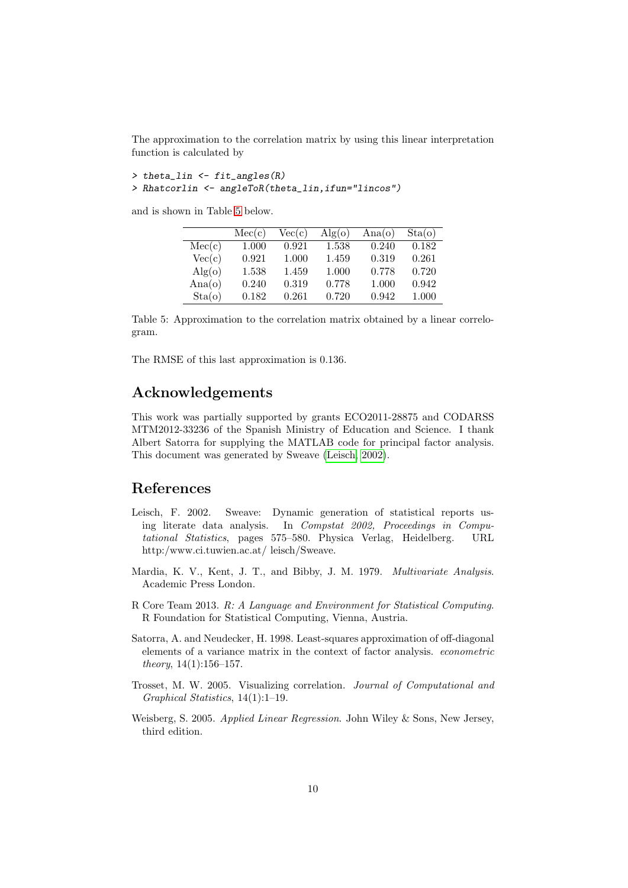The approximation to the correlation matrix by using this linear interpretation function is calculated by

```
> theta_lin <- fit_angles(R)
> Rhatcorlin <- angleToR(theta_lin,ifun="lincos")
```

and is shown in Table 5 below.

| | Mec(c) | Vec(c) | Alg(o) | Ana(o) | Sta(o) |
|---|---|---|---|---|---|
| Mec(c) | 1.000 | 0.921 | 1.538 | 0.240 | 0.182 |
| Vec(c) | 0.921 | 1.000 | 1.459 | 0.319 | 0.261 |
| Alg(o) | 1.538 | 1.459 | 1.000 | 0.778 | 0.720 |
| Ana(o) | 0.240 | 0.319 | 0.778 | 1.000 | 0.942 |
| Sta(o) | 0.182 | 0.261 | 0.720 | 0.942 | 1.000 |

Table 5: Approximation to the correlation matrix obtained by a linear correlogram.

The RMSE of this last approximation is 0.136.

## Acknowledgements

This work was partially supported by grants ECO2011-28875 and CODARSS MTM2012-33236 of the Spanish Ministry of Education and Science. I thank Albert Satorra for supplying the MATLAB code for principal factor analysis. This document was generated by Sweave (Leisch, 2002).

## References

Leisch, F. 2002. Sweave: Dynamic generation of statistical reports using literate data analysis. In *Compstat 2002, Proceedings in Computational Statistics*, pages 575–580. Physica Verlag, Heidelberg. URL http:/www.ci.tuwien.ac.at/ leisch/Sweave.

Mardia, K. V., Kent, J. T., and Bibby, J. M. 1979. *Multivariate Analysis*. Academic Press London.

R Core Team 2013. *R: A Language and Environment for Statistical Computing*. R Foundation for Statistical Computing, Vienna, Austria.

Satorra, A. and Neudecker, H. 1998. Least-squares approximation of off-diagonal elements of a variance matrix in the context of factor analysis. *econometric theory*, 14(1):156–157.

Trosset, M. W. 2005. Visualizing correlation. *Journal of Computational and Graphical Statistics*, 14(1):1–19.

Weisberg, S. 2005. *Applied Linear Regression*. John Wiley & Sons, New Jersey, third edition.